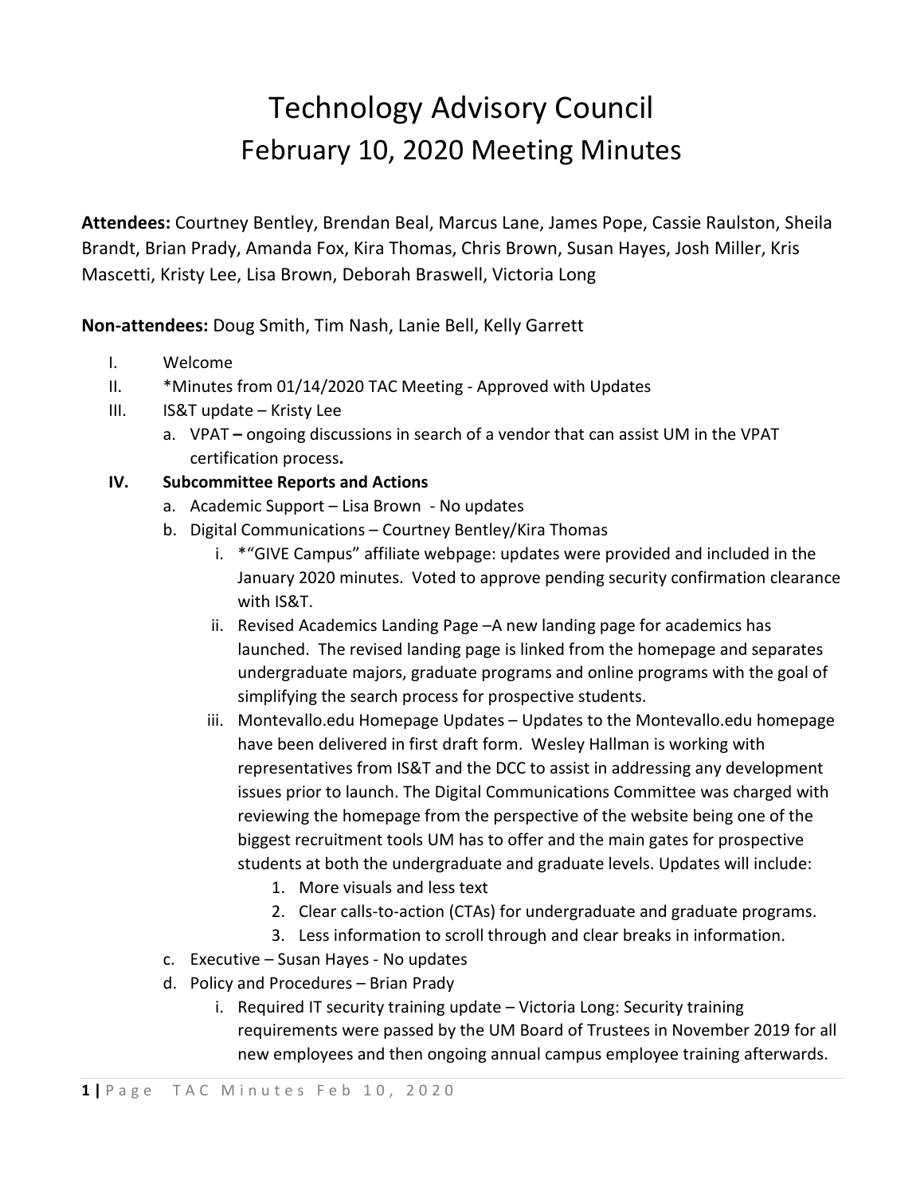# Technology Advisory Council
## February 10, 2020 Meeting Minutes

**Attendees:** Courtney Bentley, Brendan Beal, Marcus Lane, James Pope, Cassie Raulston, Sheila Brandt, Brian Prady, Amanda Fox, Kira Thomas, Chris Brown, Susan Hayes, Josh Miller, Kris Mascetti, Kristy Lee, Lisa Brown, Deborah Braswell, Victoria Long

**Non-attendees:** Doug Smith, Tim Nash, Lanie Bell, Kelly Garrett

I. Welcome

II. *Minutes from 01/14/2020 TAC Meeting - Approved with Updates

III. IS&T update – Kristy Lee

   a. VPAT **–** ongoing discussions in search of a vendor that can assist UM in the VPAT certification process**.**

**IV. Subcommittee Reports and Actions**

   a. Academic Support – Lisa Brown - No updates

   b. Digital Communications – Courtney Bentley/Kira Thomas

      i. *"GIVE Campus" affiliate webpage: updates were provided and included in the January 2020 minutes. Voted to approve pending security confirmation clearance with IS&T.

      ii. Revised Academics Landing Page –A new landing page for academics has launched. The revised landing page is linked from the homepage and separates undergraduate majors, graduate programs and online programs with the goal of simplifying the search process for prospective students.

      iii. Montevallo.edu Homepage Updates – Updates to the Montevallo.edu homepage have been delivered in first draft form. Wesley Hallman is working with representatives from IS&T and the DCC to assist in addressing any development issues prior to launch. The Digital Communications Committee was charged with reviewing the homepage from the perspective of the website being one of the biggest recruitment tools UM has to offer and the main gates for prospective students at both the undergraduate and graduate levels. Updates will include:

         1. More visuals and less text
         2. Clear calls-to-action (CTAs) for undergraduate and graduate programs.
         3. Less information to scroll through and clear breaks in information.

   c. Executive – Susan Hayes - No updates

   d. Policy and Procedures – Brian Prady

      i. Required IT security training update – Victoria Long: Security training requirements were passed by the UM Board of Trustees in November 2019 for all new employees and then ongoing annual campus employee training afterwards.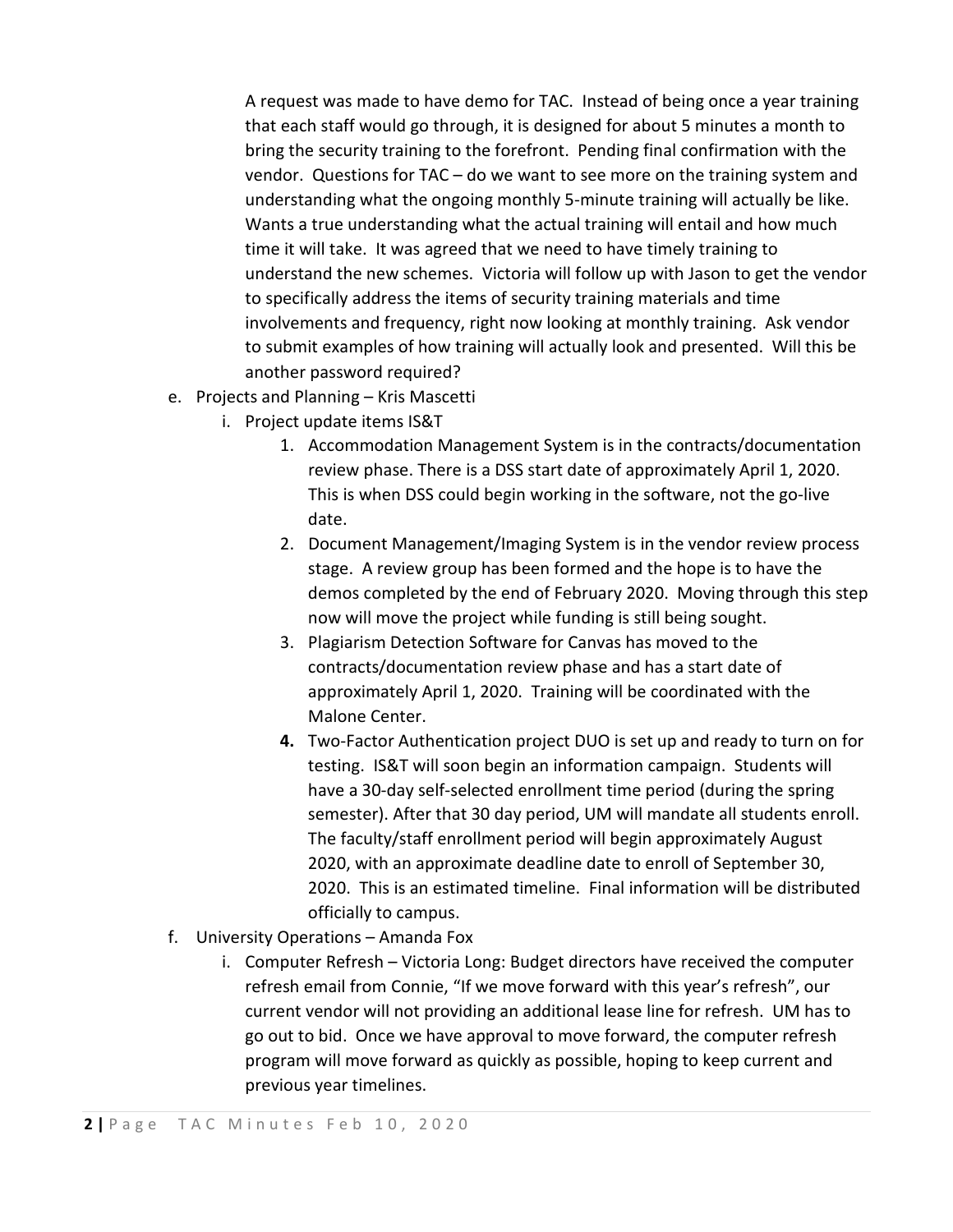A request was made to have demo for TAC. Instead of being once a year training that each staff would go through, it is designed for about 5 minutes a month to bring the security training to the forefront. Pending final confirmation with the vendor. Questions for TAC – do we want to see more on the training system and understanding what the ongoing monthly 5-minute training will actually be like. Wants a true understanding what the actual training will entail and how much time it will take. It was agreed that we need to have timely training to understand the new schemes. Victoria will follow up with Jason to get the vendor to specifically address the items of security training materials and time involvements and frequency, right now looking at monthly training. Ask vendor to submit examples of how training will actually look and presented. Will this be another password required?

e. Projects and Planning – Kris Mascetti
   i. Project update items IS&T
      1. Accommodation Management System is in the contracts/documentation review phase. There is a DSS start date of approximately April 1, 2020. This is when DSS could begin working in the software, not the go-live date.
      2. Document Management/Imaging System is in the vendor review process stage. A review group has been formed and the hope is to have the demos completed by the end of February 2020. Moving through this step now will move the project while funding is still being sought.
      3. Plagiarism Detection Software for Canvas has moved to the contracts/documentation review phase and has a start date of approximately April 1, 2020. Training will be coordinated with the Malone Center.
      4. Two-Factor Authentication project DUO is set up and ready to turn on for testing. IS&T will soon begin an information campaign. Students will have a 30-day self-selected enrollment time period (during the spring semester). After that 30 day period, UM will mandate all students enroll. The faculty/staff enrollment period will begin approximately August 2020, with an approximate deadline date to enroll of September 30, 2020. This is an estimated timeline. Final information will be distributed officially to campus.

f. University Operations – Amanda Fox
   i. Computer Refresh – Victoria Long: Budget directors have received the computer refresh email from Connie, "If we move forward with this year's refresh", our current vendor will not providing an additional lease line for refresh. UM has to go out to bid. Once we have approval to move forward, the computer refresh program will move forward as quickly as possible, hoping to keep current and previous year timelines.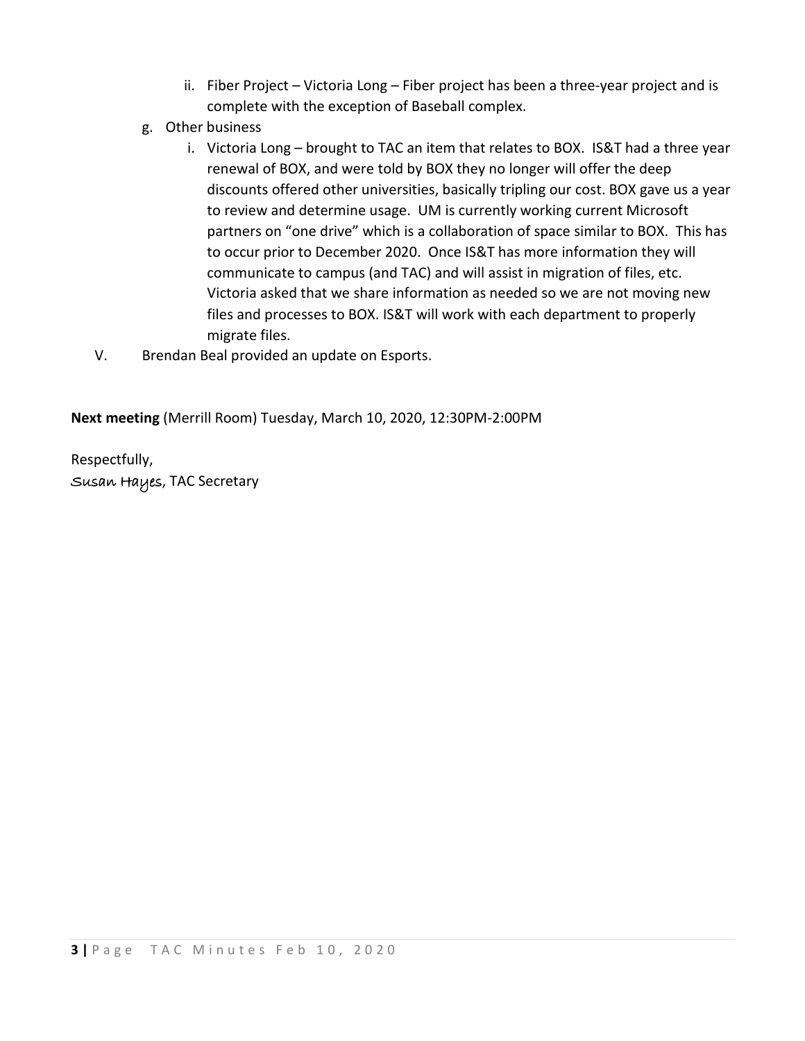- ii. Fiber Project – Victoria Long – Fiber project has been a three-year project and is complete with the exception of Baseball complex.

- g. Other business
   - i. Victoria Long – brought to TAC an item that relates to BOX. IS&T had a three year renewal of BOX, and were told by BOX they no longer will offer the deep discounts offered other universities, basically tripling our cost. BOX gave us a year to review and determine usage. UM is currently working current Microsoft partners on "one drive" which is a collaboration of space similar to BOX. This has to occur prior to December 2020. Once IS&T has more information they will communicate to campus (and TAC) and will assist in migration of files, etc. Victoria asked that we share information as needed so we are not moving new files and processes to BOX. IS&T will work with each department to properly migrate files.

V. Brendan Beal provided an update on Esports.

**Next meeting** (Merrill Room) Tuesday, March 10, 2020, 12:30PM-2:00PM

Respectfully,
Susan Hayes, TAC Secretary